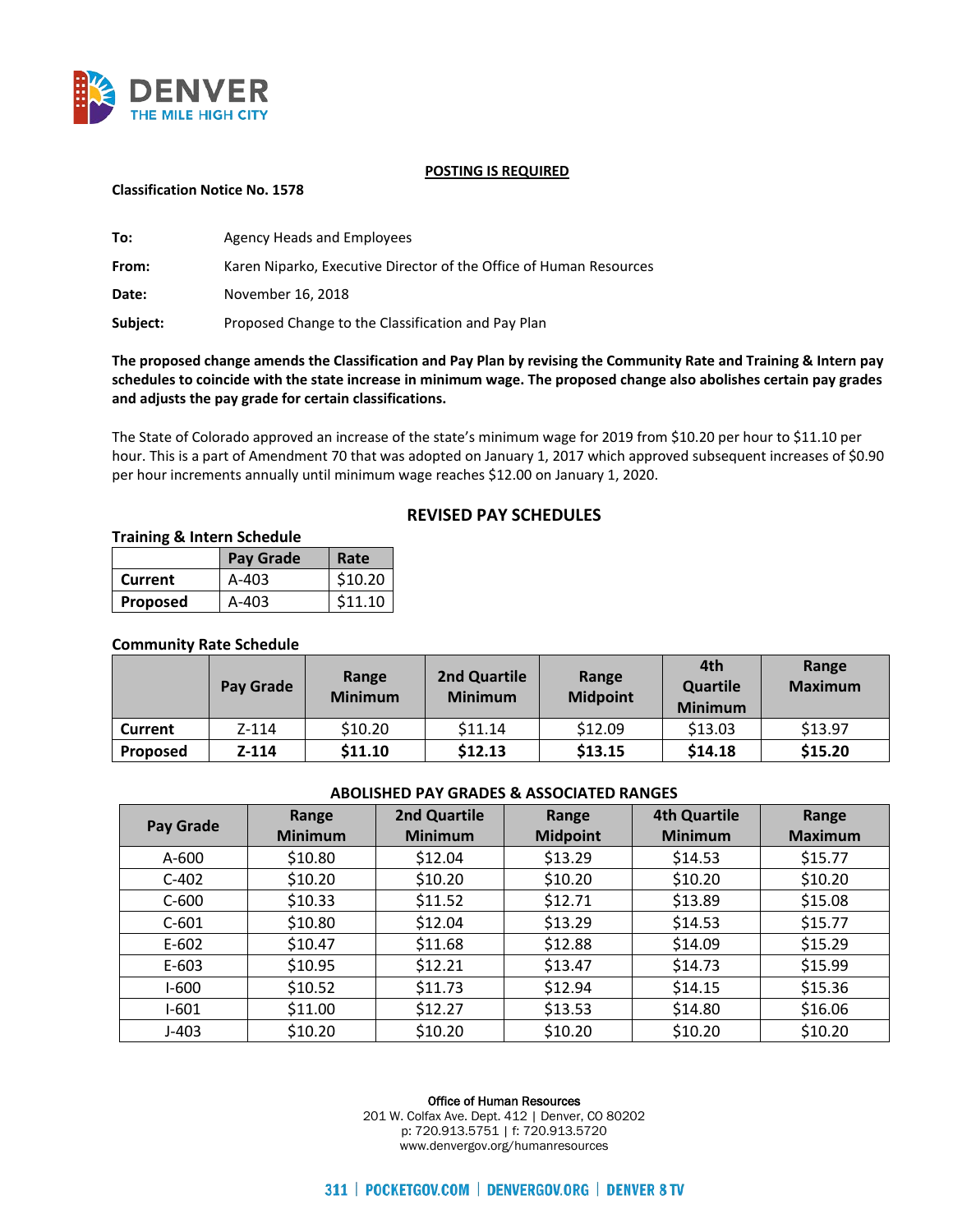**POSTING IS REQUIRED**

**Classification Notice No. 1578**

**To:** Agency Heads and Employees

**From:** Karen Niparko, Executive Director of the Office of Human Resources

**Date:** November 16, 2018

**Subject:** Proposed Change to the Classification and Pay Plan

**The proposed change amends the Classification and Pay Plan by revising the Community Rate and Training & Intern pay schedules to coincide with the state increase in minimum wage. The proposed change also abolishes certain pay grades and adjusts the pay grade for certain classifications.**

The State of Colorado approved an increase of the state's minimum wage for 2019 from $10.20 per hour to $11.10 per hour. This is a part of Amendment 70 that was adopted on January 1, 2017 which approved subsequent increases of $0.90 per hour increments annually until minimum wage reaches $12.00 on January 1, 2020.

## REVISED PAY SCHEDULES

**Training & Intern Schedule**

| | Pay Grade | Rate |
|---|---|---|
| **Current** | A-403 | $10.20 |
| **Proposed** | A-403 | $11.10 |

**Community Rate Schedule**

| | Pay Grade | Range Minimum | 2nd Quartile Minimum | Range Midpoint | 4th Quartile Minimum | Range Maximum |
|---|---|---|---|---|---|---|
| **Current** | Z-114 | $10.20 | $11.14 | $12.09 | $13.03 | $13.97 |
| **Proposed** | **Z-114** | **$11.10** | **$12.13** | **$13.15** | **$14.18** | **$15.20** |

**ABOLISHED PAY GRADES & ASSOCIATED RANGES**

| Pay Grade | Range Minimum | 2nd Quartile Minimum | Range Midpoint | 4th Quartile Minimum | Range Maximum |
|---|---|---|---|---|---|
| A-600 | $10.80 | $12.04 | $13.29 | $14.53 | $15.77 |
| C-402 | $10.20 | $10.20 | $10.20 | $10.20 | $10.20 |
| C-600 | $10.33 | $11.52 | $12.71 | $13.89 | $15.08 |
| C-601 | $10.80 | $12.04 | $13.29 | $14.53 | $15.77 |
| E-602 | $10.47 | $11.68 | $12.88 | $14.09 | $15.29 |
| E-603 | $10.95 | $12.21 | $13.47 | $14.73 | $15.99 |
| I-600 | $10.52 | $11.73 | $12.94 | $14.15 | $15.36 |
| I-601 | $11.00 | $12.27 | $13.53 | $14.80 | $16.06 |
| J-403 | $10.20 | $10.20 | $10.20 | $10.20 | $10.20 |

Office of Human Resources
201 W. Colfax Ave. Dept. 412 | Denver, CO 80202
p: 720.913.5751 | f: 720.913.5720
www.denvergov.org/humanresources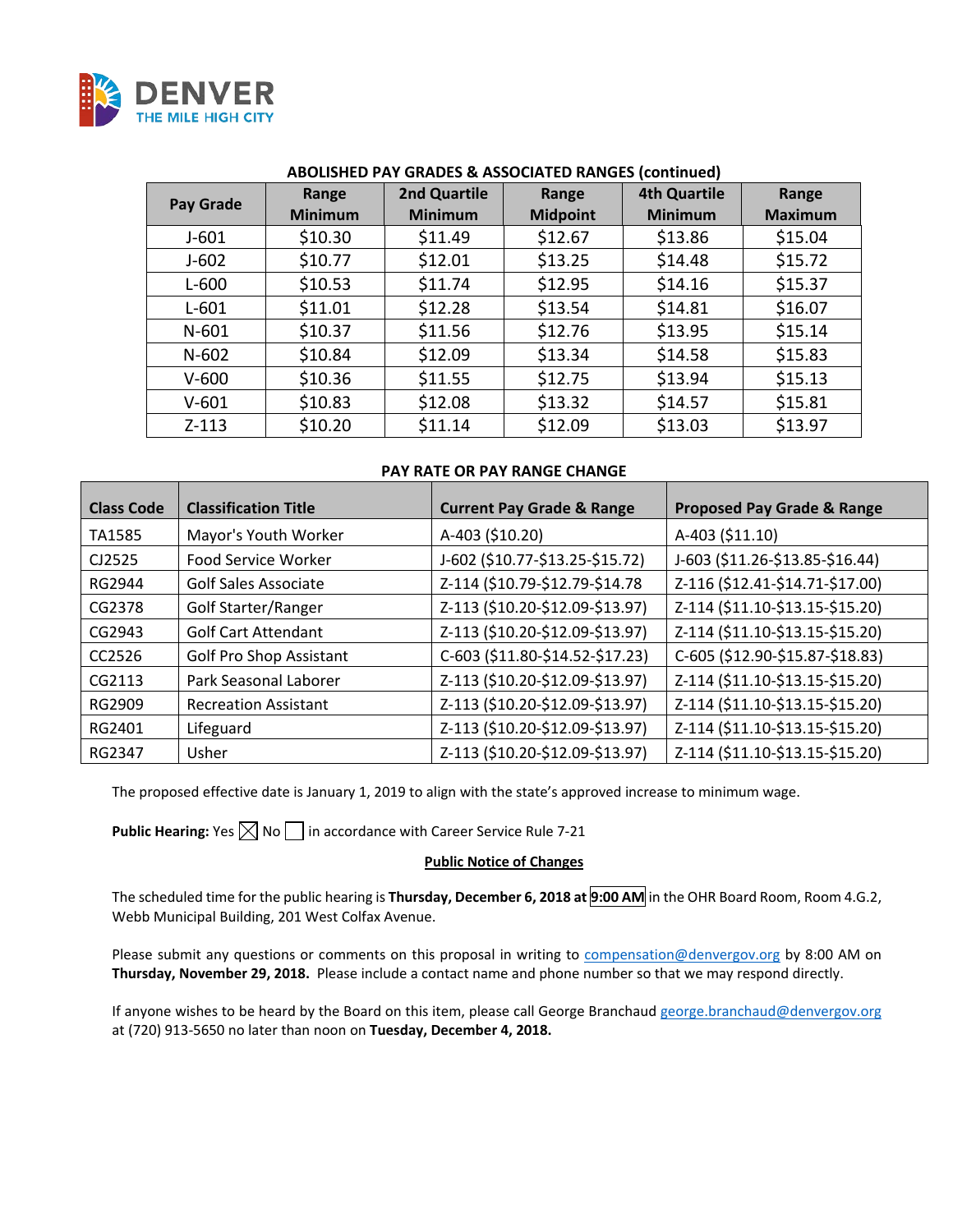**ABOLISHED PAY GRADES & ASSOCIATED RANGES (continued)**

| Pay Grade | Range Minimum | 2nd Quartile Minimum | Range Midpoint | 4th Quartile Minimum | Range Maximum |
|---|---|---|---|---|---|
| J-601 | $10.30 | $11.49 | $12.67 | $13.86 | $15.04 |
| J-602 | $10.77 | $12.01 | $13.25 | $14.48 | $15.72 |
| L-600 | $10.53 | $11.74 | $12.95 | $14.16 | $15.37 |
| L-601 | $11.01 | $12.28 | $13.54 | $14.81 | $16.07 |
| N-601 | $10.37 | $11.56 | $12.76 | $13.95 | $15.14 |
| N-602 | $10.84 | $12.09 | $13.34 | $14.58 | $15.83 |
| V-600 | $10.36 | $11.55 | $12.75 | $13.94 | $15.13 |
| V-601 | $10.83 | $12.08 | $13.32 | $14.57 | $15.81 |
| Z-113 | $10.20 | $11.14 | $12.09 | $13.03 | $13.97 |

**PAY RATE OR PAY RANGE CHANGE**

| Class Code | Classification Title | Current Pay Grade & Range | Proposed Pay Grade & Range |
|---|---|---|---|
| TA1585 | Mayor's Youth Worker | A-403 ($10.20) | A-403 ($11.10) |
| CJ2525 | Food Service Worker | J-602 ($10.77-$13.25-$15.72) | J-603 ($11.26-$13.85-$16.44) |
| RG2944 | Golf Sales Associate | Z-114 ($10.79-$12.79-$14.78 | Z-116 ($12.41-$14.71-$17.00) |
| CG2378 | Golf Starter/Ranger | Z-113 ($10.20-$12.09-$13.97) | Z-114 ($11.10-$13.15-$15.20) |
| CG2943 | Golf Cart Attendant | Z-113 ($10.20-$12.09-$13.97) | Z-114 ($11.10-$13.15-$15.20) |
| CC2526 | Golf Pro Shop Assistant | C-603 ($11.80-$14.52-$17.23) | C-605 ($12.90-$15.87-$18.83) |
| CG2113 | Park Seasonal Laborer | Z-113 ($10.20-$12.09-$13.97) | Z-114 ($11.10-$13.15-$15.20) |
| RG2909 | Recreation Assistant | Z-113 ($10.20-$12.09-$13.97) | Z-114 ($11.10-$13.15-$15.20) |
| RG2401 | Lifeguard | Z-113 ($10.20-$12.09-$13.97) | Z-114 ($11.10-$13.15-$15.20) |
| RG2347 | Usher | Z-113 ($10.20-$12.09-$13.97) | Z-114 ($11.10-$13.15-$15.20) |

The proposed effective date is January 1, 2019 to align with the state's approved increase to minimum wage.

**Public Hearing:** Yes ☒ No ☐ in accordance with Career Service Rule 7-21

**Public Notice of Changes**

The scheduled time for the public hearing is **Thursday, December 6, 2018 at 9:00 AM** in the OHR Board Room, Room 4.G.2, Webb Municipal Building, 201 West Colfax Avenue.

Please submit any questions or comments on this proposal in writing to compensation@denvergov.org by 8:00 AM on **Thursday, November 29, 2018.** Please include a contact name and phone number so that we may respond directly.

If anyone wishes to be heard by the Board on this item, please call George Branchaud george.branchaud@denvergov.org at (720) 913-5650 no later than noon on **Tuesday, December 4, 2018.**